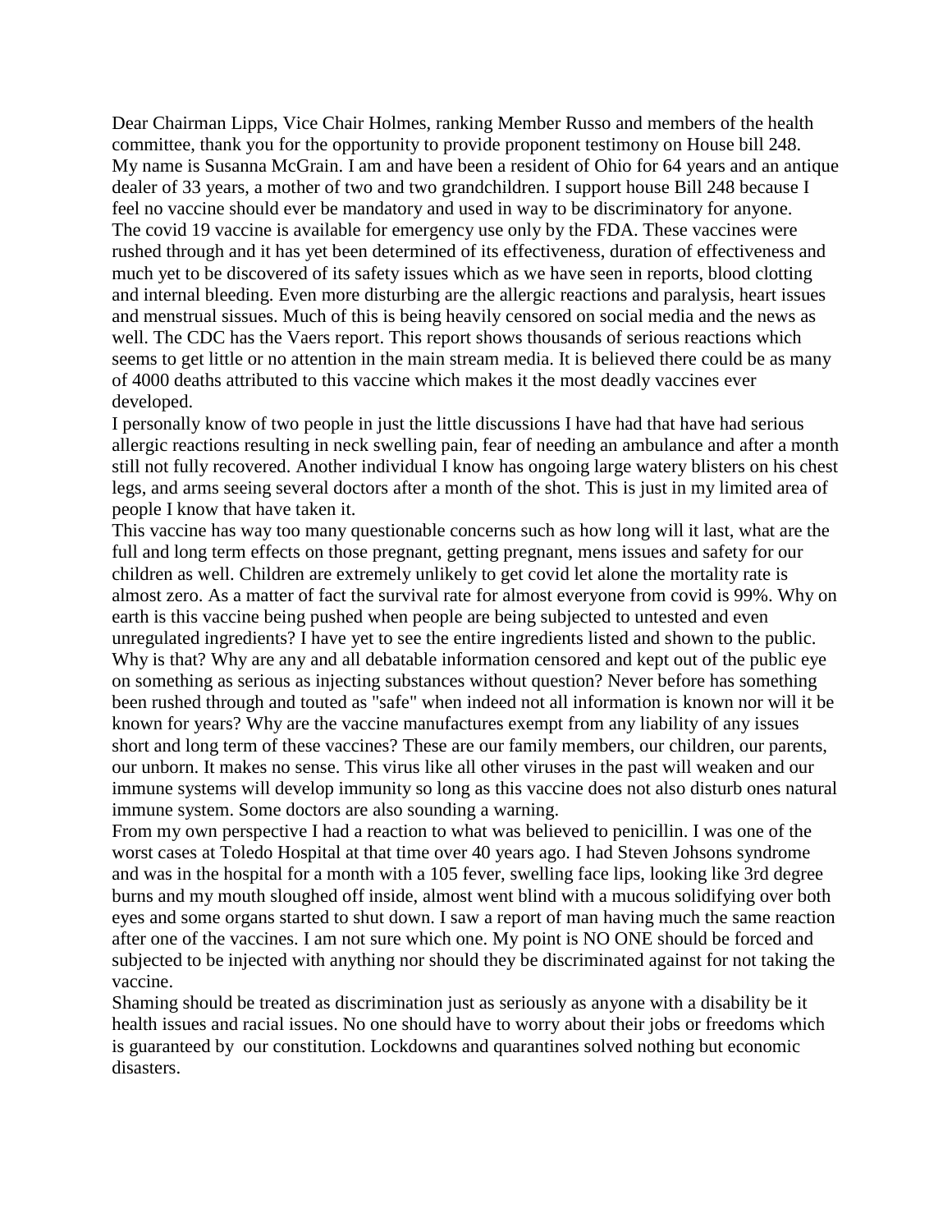Dear Chairman Lipps, Vice Chair Holmes, ranking Member Russo and members of the health committee, thank you for the opportunity to provide proponent testimony on House bill 248.
My name is Susanna McGrain. I am and have been a resident of Ohio for 64 years and an antique dealer of 33 years, a mother of two and two grandchildren. I support house Bill 248 because I feel no vaccine should ever be mandatory and used in way to be discriminatory for anyone.
The covid 19 vaccine is available for emergency use only by the FDA. These vaccines were rushed through and it has yet been determined of its effectiveness, duration of effectiveness and much yet to be discovered of its safety issues which as we have seen in reports, blood clotting and internal bleeding. Even more disturbing are the allergic reactions and paralysis, heart issues and menstrual sissues. Much of this is being heavily censored on social media and the news as well. The CDC has the Vaers report. This report shows thousands of serious reactions which seems to get little or no attention in the main stream media. It is believed there could be as many of 4000 deaths attributed to this vaccine which makes it the most deadly vaccines ever developed.
I personally know of two people in just the little discussions I have had that have had serious allergic reactions resulting in neck swelling pain, fear of needing an ambulance and after a month still not fully recovered. Another individual I know has ongoing large watery blisters on his chest legs, and arms seeing several doctors after a month of the shot. This is just in my limited area of people I know that have taken it.
This vaccine has way too many questionable concerns such as how long will it last, what are the full and long term effects on those pregnant, getting pregnant, mens issues and safety for our children as well. Children are extremely unlikely to get covid let alone the mortality rate is almost zero. As a matter of fact the survival rate for almost everyone from covid is 99%. Why on earth is this vaccine being pushed when people are being subjected to untested and even unregulated ingredients? I have yet to see the entire ingredients listed and shown to the public. Why is that? Why are any and all debatable information censored and kept out of the public eye on something as serious as injecting substances without question? Never before has something been rushed through and touted as "safe" when indeed not all information is known nor will it be known for years? Why are the vaccine manufactures exempt from any liability of any issues short and long term of these vaccines? These are our family members, our children, our parents, our unborn. It makes no sense. This virus like all other viruses in the past will weaken and our immune systems will develop immunity so long as this vaccine does not also disturb ones natural immune system. Some doctors are also sounding a warning.
From my own perspective I had a reaction to what was believed to penicillin. I was one of the worst cases at Toledo Hospital at that time over 40 years ago. I had Steven Johsons syndrome and was in the hospital for a month with a 105 fever, swelling face lips, looking like 3rd degree burns and my mouth sloughed off inside, almost went blind with a mucous solidifying over both eyes and some organs started to shut down. I saw a report of man having much the same reaction after one of the vaccines. I am not sure which one. My point is NO ONE should be forced and subjected to be injected with anything nor should they be discriminated against for not taking the vaccine.
Shaming should be treated as discrimination just as seriously as anyone with a disability be it health issues and racial issues. No one should have to worry about their jobs or freedoms which is guaranteed by our constitution. Lockdowns and quarantines solved nothing but economic disasters.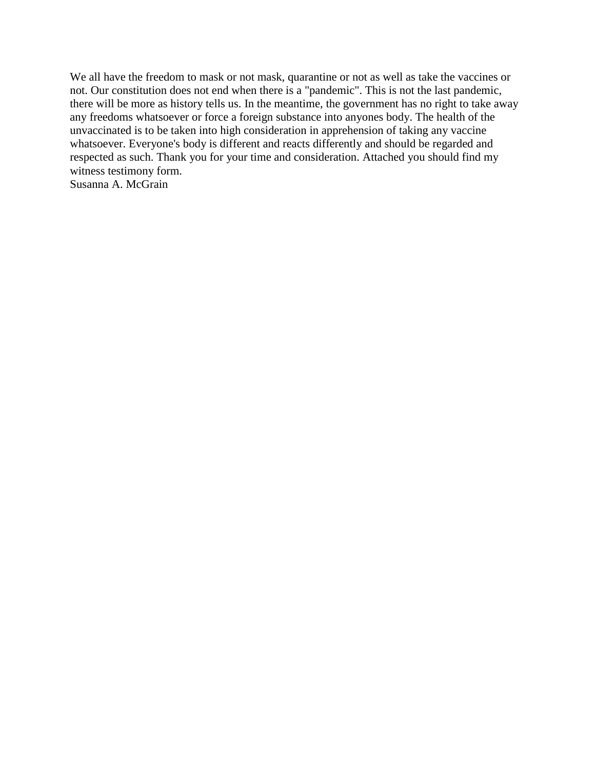We all have the freedom to mask or not mask, quarantine or not as well as take the vaccines or not. Our constitution does not end when there is a "pandemic". This is not the last pandemic, there will be more as history tells us. In the meantime, the government has no right to take away any freedoms whatsoever or force a foreign substance into anyones body. The health of the unvaccinated is to be taken into high consideration in apprehension of taking any vaccine whatsoever. Everyone's body is different and reacts differently and should be regarded and respected as such. Thank you for your time and consideration. Attached you should find my witness testimony form.
Susanna A. McGrain